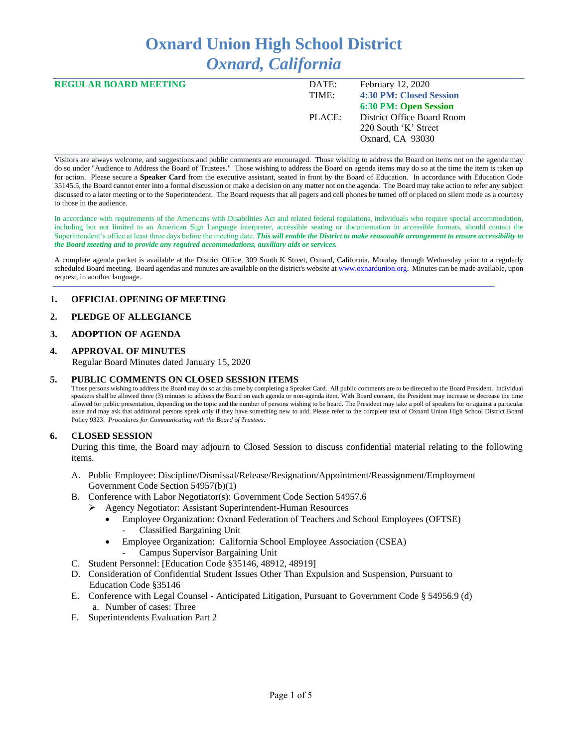# Oxnard Union High School District
## *Oxnard, California*

**REGULAR BOARD MEETING**

| | |
|---|---|
| DATE: | February 12, 2020 |
| TIME: | **4:30 PM: Closed Session** |
| | **6:30 PM: Open Session** |
| PLACE: | District Office Board Room<br>220 South 'K' Street<br>Oxnard, CA 93030 |

Visitors are always welcome, and suggestions and public comments are encouraged. Those wishing to address the Board on items not on the agenda may do so under "Audience to Address the Board of Trustees." Those wishing to address the Board on agenda items may do so at the time the item is taken up for action. Please secure a **Speaker Card** from the executive assistant, seated in front by the Board of Education. In accordance with Education Code 35145.5, the Board cannot enter into a formal discussion or make a decision on any matter not on the agenda. The Board may take action to refer any subject discussed to a later meeting or to the Superintendent. The Board requests that all pagers and cell phones be turned off or placed on silent mode as a courtesy to those in the audience.

In accordance with requirements of the Americans with Disabilities Act and related federal regulations, individuals who require special accommodation, including but not limited to an American Sign Language interpreter, accessible seating or documentation in accessible formats, should contact the Superintendent's office at least three days before the meeting date. ***This will enable the District to make reasonable arrangement to ensure accessibility to the Board meeting and to provide any required accommodations, auxiliary aids or services.***

A complete agenda packet is available at the District Office, 309 South K Street, Oxnard, California, Monday through Wednesday prior to a regularly scheduled Board meeting. Board agendas and minutes are available on the district's website at www.oxnardunion.org. Minutes can be made available, upon request, in another language.

## 1. OFFICIAL OPENING OF MEETING

## 2. PLEDGE OF ALLEGIANCE

## 3. ADOPTION OF AGENDA

## 4. APPROVAL OF MINUTES

Regular Board Minutes dated January 15, 2020

## 5. PUBLIC COMMENTS ON CLOSED SESSION ITEMS

Those persons wishing to address the Board may do so at this time by completing a Speaker Card. All public comments are to be directed to the Board President. Individual speakers shall be allowed three (3) minutes to address the Board on each agenda or non-agenda item. With Board consent, the President may increase or decrease the time allowed for public presentation, depending on the topic and the number of persons wishing to be heard. The President may take a poll of speakers for or against a particular issue and may ask that additional persons speak only if they have something new to add. Please refer to the complete text of Oxnard Union High School District Board Policy 9323: *Procedures for Communicating with the Board of Trustees*.

## 6. CLOSED SESSION

During this time, the Board may adjourn to Closed Session to discuss confidential material relating to the following items.

A. Public Employee: Discipline/Dismissal/Release/Resignation/Appointment/Reassignment/Employment Government Code Section 54957(b)(1)

B. Conference with Labor Negotiator(s): Government Code Section 54957.6
   - Agency Negotiator: Assistant Superintendent-Human Resources
     - Employee Organization: Oxnard Federation of Teachers and School Employees (OFTSE)
       - Classified Bargaining Unit
     - Employee Organization: California School Employee Association (CSEA)
       - Campus Supervisor Bargaining Unit

C. Student Personnel: [Education Code §35146, 48912, 48919]

D. Consideration of Confidential Student Issues Other Than Expulsion and Suspension, Pursuant to Education Code §35146

E. Conference with Legal Counsel - Anticipated Litigation, Pursuant to Government Code § 54956.9 (d)
   a. Number of cases: Three

F. Superintendents Evaluation Part 2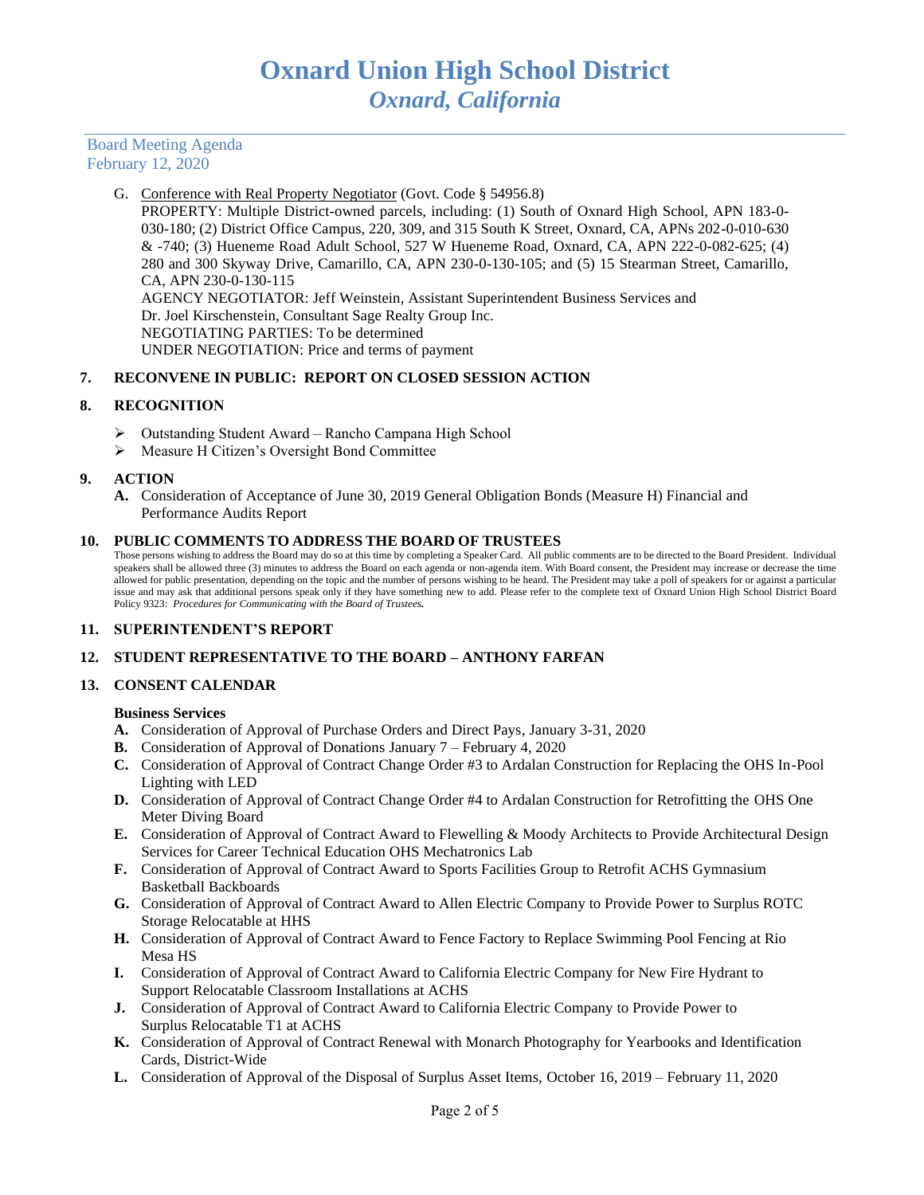G. Conference with Real Property Negotiator (Govt. Code § 54956.8)
PROPERTY: Multiple District-owned parcels, including: (1) South of Oxnard High School, APN 183-0-030-180; (2) District Office Campus, 220, 309, and 315 South K Street, Oxnard, CA, APNs 202-0-010-630 & -740; (3) Hueneme Road Adult School, 527 W Hueneme Road, Oxnard, CA, APN 222-0-082-625; (4) 280 and 300 Skyway Drive, Camarillo, CA, APN 230-0-130-105; and (5) 15 Stearman Street, Camarillo, CA, APN 230-0-130-115
AGENCY NEGOTIATOR: Jeff Weinstein, Assistant Superintendent Business Services and Dr. Joel Kirschenstein, Consultant Sage Realty Group Inc.
NEGOTIATING PARTIES: To be determined
UNDER NEGOTIATION: Price and terms of payment

**7. RECONVENE IN PUBLIC: REPORT ON CLOSED SESSION ACTION**

**8. RECOGNITION**

- Outstanding Student Award – Rancho Campana High School
- Measure H Citizen's Oversight Bond Committee

**9. ACTION**

**A.** Consideration of Acceptance of June 30, 2019 General Obligation Bonds (Measure H) Financial and Performance Audits Report

**10. PUBLIC COMMENTS TO ADDRESS THE BOARD OF TRUSTEES**

Those persons wishing to address the Board may do so at this time by completing a Speaker Card. All public comments are to be directed to the Board President. Individual speakers shall be allowed three (3) minutes to address the Board on each agenda or non-agenda item. With Board consent, the President may increase or decrease the time allowed for public presentation, depending on the topic and the number of persons wishing to be heard. The President may take a poll of speakers for or against a particular issue and may ask that additional persons speak only if they have something new to add. Please refer to the complete text of Oxnard Union High School District Board Policy 9323: *Procedures for Communicating with the Board of Trustees.*

**11. SUPERINTENDENT'S REPORT**

**12. STUDENT REPRESENTATIVE TO THE BOARD – ANTHONY FARFAN**

**13. CONSENT CALENDAR**

**Business Services**

**A.** Consideration of Approval of Purchase Orders and Direct Pays, January 3-31, 2020
**B.** Consideration of Approval of Donations January 7 – February 4, 2020
**C.** Consideration of Approval of Contract Change Order #3 to Ardalan Construction for Replacing the OHS In-Pool Lighting with LED
**D.** Consideration of Approval of Contract Change Order #4 to Ardalan Construction for Retrofitting the OHS One Meter Diving Board
**E.** Consideration of Approval of Contract Award to Flewelling & Moody Architects to Provide Architectural Design Services for Career Technical Education OHS Mechatronics Lab
**F.** Consideration of Approval of Contract Award to Sports Facilities Group to Retrofit ACHS Gymnasium Basketball Backboards
**G.** Consideration of Approval of Contract Award to Allen Electric Company to Provide Power to Surplus ROTC Storage Relocatable at HHS
**H.** Consideration of Approval of Contract Award to Fence Factory to Replace Swimming Pool Fencing at Rio Mesa HS
**I.** Consideration of Approval of Contract Award to California Electric Company for New Fire Hydrant to Support Relocatable Classroom Installations at ACHS
**J.** Consideration of Approval of Contract Award to California Electric Company to Provide Power to Surplus Relocatable T1 at ACHS
**K.** Consideration of Approval of Contract Renewal with Monarch Photography for Yearbooks and Identification Cards, District-Wide
**L.** Consideration of Approval of the Disposal of Surplus Asset Items, October 16, 2019 – February 11, 2020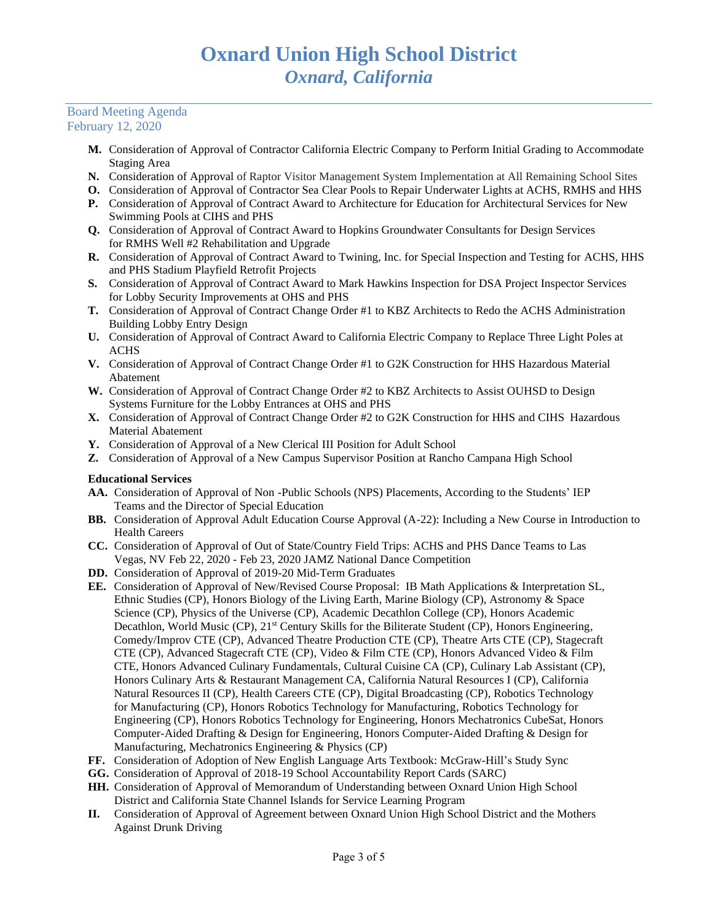# Oxnard Union High School District
## *Oxnard, California*

Board Meeting Agenda
February 12, 2020

**M.** Consideration of Approval of Contractor California Electric Company to Perform Initial Grading to Accommodate Staging Area

**N.** Consideration of Approval of Raptor Visitor Management System Implementation at All Remaining School Sites

**O.** Consideration of Approval of Contractor Sea Clear Pools to Repair Underwater Lights at ACHS, RMHS and HHS

**P.** Consideration of Approval of Contract Award to Architecture for Education for Architectural Services for New Swimming Pools at CIHS and PHS

**Q.** Consideration of Approval of Contract Award to Hopkins Groundwater Consultants for Design Services for RMHS Well #2 Rehabilitation and Upgrade

**R.** Consideration of Approval of Contract Award to Twining, Inc. for Special Inspection and Testing for ACHS, HHS and PHS Stadium Playfield Retrofit Projects

**S.** Consideration of Approval of Contract Award to Mark Hawkins Inspection for DSA Project Inspector Services for Lobby Security Improvements at OHS and PHS

**T.** Consideration of Approval of Contract Change Order #1 to KBZ Architects to Redo the ACHS Administration Building Lobby Entry Design

**U.** Consideration of Approval of Contract Award to California Electric Company to Replace Three Light Poles at ACHS

**V.** Consideration of Approval of Contract Change Order #1 to G2K Construction for HHS Hazardous Material Abatement

**W.** Consideration of Approval of Contract Change Order #2 to KBZ Architects to Assist OUHSD to Design Systems Furniture for the Lobby Entrances at OHS and PHS

**X.** Consideration of Approval of Contract Change Order #2 to G2K Construction for HHS and CIHS Hazardous Material Abatement

**Y.** Consideration of Approval of a New Clerical III Position for Adult School

**Z.** Consideration of Approval of a New Campus Supervisor Position at Rancho Campana High School

**Educational Services**

**AA.** Consideration of Approval of Non -Public Schools (NPS) Placements, According to the Students' IEP Teams and the Director of Special Education

**BB.** Consideration of Approval Adult Education Course Approval (A-22): Including a New Course in Introduction to Health Careers

**CC.** Consideration of Approval of Out of State/Country Field Trips: ACHS and PHS Dance Teams to Las Vegas, NV Feb 22, 2020 - Feb 23, 2020 JAMZ National Dance Competition

**DD.** Consideration of Approval of 2019-20 Mid-Term Graduates

**EE.** Consideration of Approval of New/Revised Course Proposal: IB Math Applications & Interpretation SL, Ethnic Studies (CP), Honors Biology of the Living Earth, Marine Biology (CP), Astronomy & Space Science (CP), Physics of the Universe (CP), Academic Decathlon College (CP), Honors Academic Decathlon, World Music (CP), 21st Century Skills for the Biliterate Student (CP), Honors Engineering, Comedy/Improv CTE (CP), Advanced Theatre Production CTE (CP), Theatre Arts CTE (CP), Stagecraft CTE (CP), Advanced Stagecraft CTE (CP), Video & Film CTE (CP), Honors Advanced Video & Film CTE, Honors Advanced Culinary Fundamentals, Cultural Cuisine CA (CP), Culinary Lab Assistant (CP), Honors Culinary Arts & Restaurant Management CA, California Natural Resources I (CP), California Natural Resources II (CP), Health Careers CTE (CP), Digital Broadcasting (CP), Robotics Technology for Manufacturing (CP), Honors Robotics Technology for Manufacturing, Robotics Technology for Engineering (CP), Honors Robotics Technology for Engineering, Honors Mechatronics CubeSat, Honors Computer-Aided Drafting & Design for Engineering, Honors Computer-Aided Drafting & Design for Manufacturing, Mechatronics Engineering & Physics (CP)

**FF.** Consideration of Adoption of New English Language Arts Textbook: McGraw-Hill's Study Sync

**GG.** Consideration of Approval of 2018-19 School Accountability Report Cards (SARC)

**HH.** Consideration of Approval of Memorandum of Understanding between Oxnard Union High School District and California State Channel Islands for Service Learning Program

**II.** Consideration of Approval of Agreement between Oxnard Union High School District and the Mothers Against Drunk Driving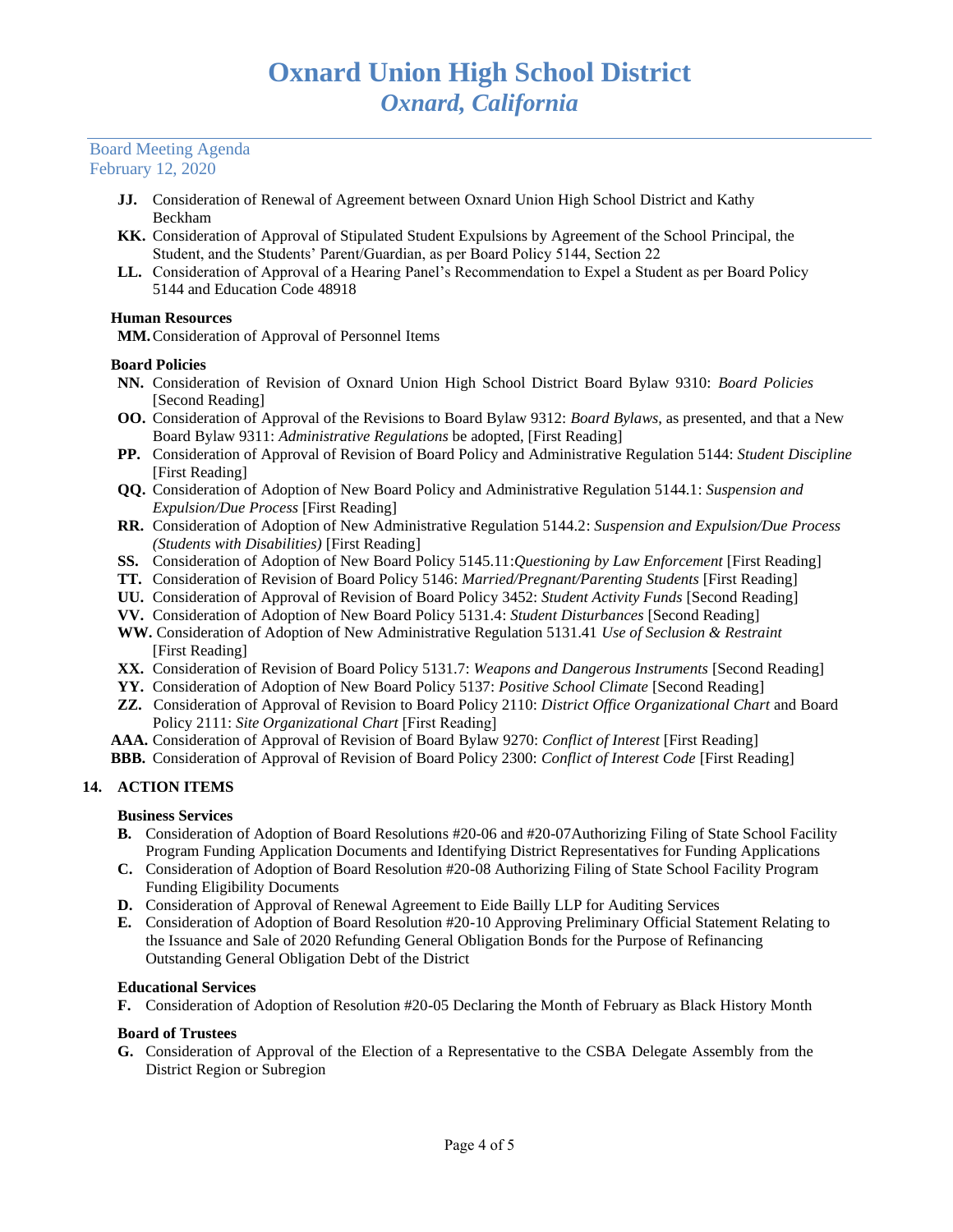- **JJ.** Consideration of Renewal of Agreement between Oxnard Union High School District and Kathy Beckham
- **KK.** Consideration of Approval of Stipulated Student Expulsions by Agreement of the School Principal, the Student, and the Students' Parent/Guardian, as per Board Policy 5144, Section 22
- **LL.** Consideration of Approval of a Hearing Panel's Recommendation to Expel a Student as per Board Policy 5144 and Education Code 48918

**Human Resources**

- **MM.** Consideration of Approval of Personnel Items

**Board Policies**

- **NN.** Consideration of Revision of Oxnard Union High School District Board Bylaw 9310: *Board Policies* [Second Reading]
- **OO.** Consideration of Approval of the Revisions to Board Bylaw 9312: *Board Bylaws*, as presented, and that a New Board Bylaw 9311: *Administrative Regulations* be adopted, [First Reading]
- **PP.** Consideration of Approval of Revision of Board Policy and Administrative Regulation 5144: *Student Discipline* [First Reading]
- **QQ.** Consideration of Adoption of New Board Policy and Administrative Regulation 5144.1: *Suspension and Expulsion/Due Process* [First Reading]
- **RR.** Consideration of Adoption of New Administrative Regulation 5144.2: *Suspension and Expulsion/Due Process (Students with Disabilities)* [First Reading]
- **SS.** Consideration of Adoption of New Board Policy 5145.11:*Questioning by Law Enforcement* [First Reading]
- **TT.** Consideration of Revision of Board Policy 5146: *Married/Pregnant/Parenting Students* [First Reading]
- **UU.** Consideration of Approval of Revision of Board Policy 3452: *Student Activity Funds* [Second Reading]
- **VV.** Consideration of Adoption of New Board Policy 5131.4: *Student Disturbances* [Second Reading]
- **WW.** Consideration of Adoption of New Administrative Regulation 5131.41 *Use of Seclusion & Restraint* [First Reading]
- **XX.** Consideration of Revision of Board Policy 5131.7: *Weapons and Dangerous Instruments* [Second Reading]
- **YY.** Consideration of Adoption of New Board Policy 5137: *Positive School Climate* [Second Reading]
- **ZZ.** Consideration of Approval of Revision to Board Policy 2110: *District Office Organizational Chart* and Board Policy 2111: *Site Organizational Chart* [First Reading]
- **AAA.** Consideration of Approval of Revision of Board Bylaw 9270: *Conflict of Interest* [First Reading]
- **BBB.** Consideration of Approval of Revision of Board Policy 2300: *Conflict of Interest Code* [First Reading]

## 14. ACTION ITEMS

**Business Services**

- **B.** Consideration of Adoption of Board Resolutions #20-06 and #20-07Authorizing Filing of State School Facility Program Funding Application Documents and Identifying District Representatives for Funding Applications
- **C.** Consideration of Adoption of Board Resolution #20-08 Authorizing Filing of State School Facility Program Funding Eligibility Documents
- **D.** Consideration of Approval of Renewal Agreement to Eide Bailly LLP for Auditing Services
- **E.** Consideration of Adoption of Board Resolution #20-10 Approving Preliminary Official Statement Relating to the Issuance and Sale of 2020 Refunding General Obligation Bonds for the Purpose of Refinancing Outstanding General Obligation Debt of the District

**Educational Services**

- **F.** Consideration of Adoption of Resolution #20-05 Declaring the Month of February as Black History Month

**Board of Trustees**

- **G.** Consideration of Approval of the Election of a Representative to the CSBA Delegate Assembly from the District Region or Subregion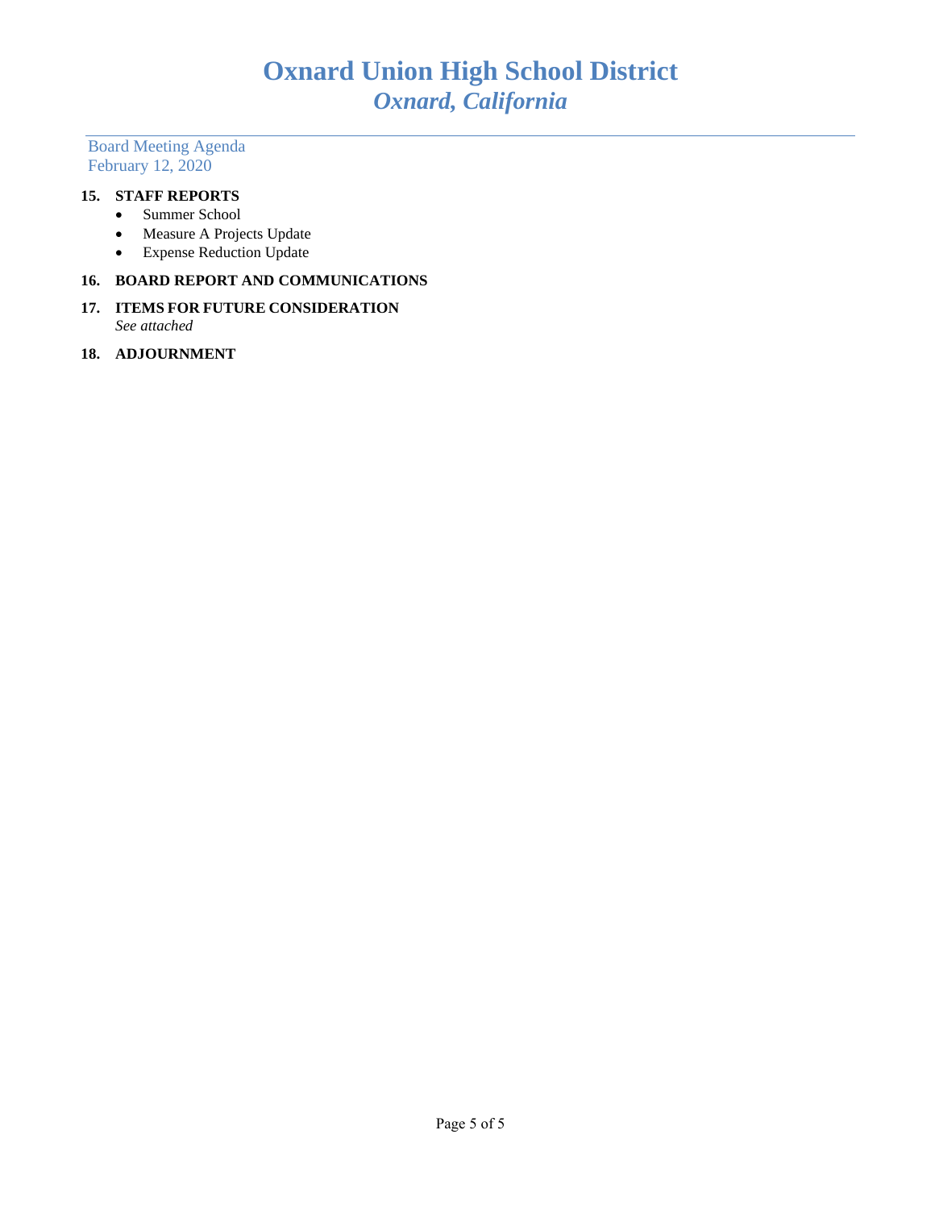15. **STAFF REPORTS**
    - Summer School
    - Measure A Projects Update
    - Expense Reduction Update

16. **BOARD REPORT AND COMMUNICATIONS**

17. **ITEMS FOR FUTURE CONSIDERATION**
    *See attached*

18. **ADJOURNMENT**